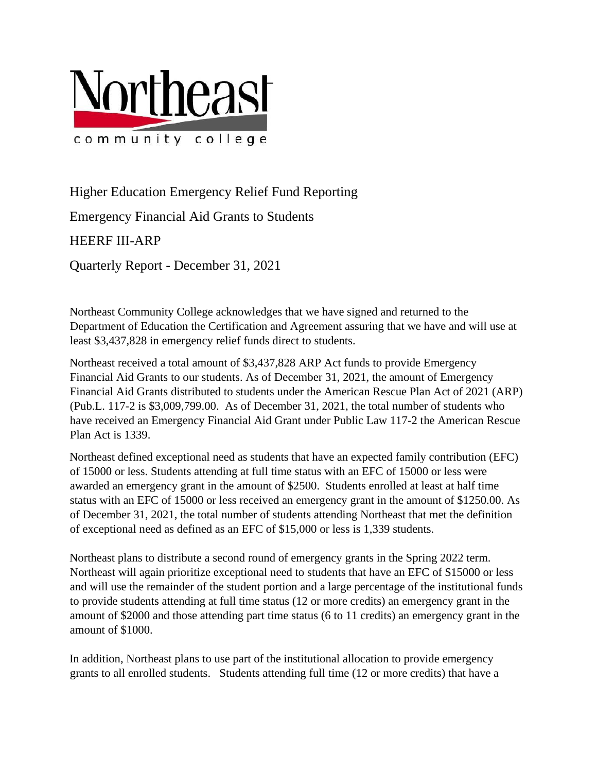Northeast community college

# Higher Education Emergency Relief Fund Reporting

## Emergency Financial Aid Grants to Students

## HEERF III-ARP

## Quarterly Report - December 31, 2021

Northeast Community College acknowledges that we have signed and returned to the Department of Education the Certification and Agreement assuring that we have and will use at least $3,437,828 in emergency relief funds direct to students.

Northeast received a total amount of $3,437,828 ARP Act funds to provide Emergency Financial Aid Grants to our students. As of December 31, 2021, the amount of Emergency Financial Aid Grants distributed to students under the American Rescue Plan Act of 2021 (ARP) (Pub.L. 117-2 is $3,009,799.00. As of December 31, 2021, the total number of students who have received an Emergency Financial Aid Grant under Public Law 117-2 the American Rescue Plan Act is 1339.

Northeast defined exceptional need as students that have an expected family contribution (EFC) of 15000 or less. Students attending at full time status with an EFC of 15000 or less were awarded an emergency grant in the amount of $2500. Students enrolled at least at half time status with an EFC of 15000 or less received an emergency grant in the amount of $1250.00. As of December 31, 2021, the total number of students attending Northeast that met the definition of exceptional need as defined as an EFC of $15,000 or less is 1,339 students.

Northeast plans to distribute a second round of emergency grants in the Spring 2022 term. Northeast will again prioritize exceptional need to students that have an EFC of $15000 or less and will use the remainder of the student portion and a large percentage of the institutional funds to provide students attending at full time status (12 or more credits) an emergency grant in the amount of $2000 and those attending part time status (6 to 11 credits) an emergency grant in the amount of $1000.

In addition, Northeast plans to use part of the institutional allocation to provide emergency grants to all enrolled students. Students attending full time (12 or more credits) that have a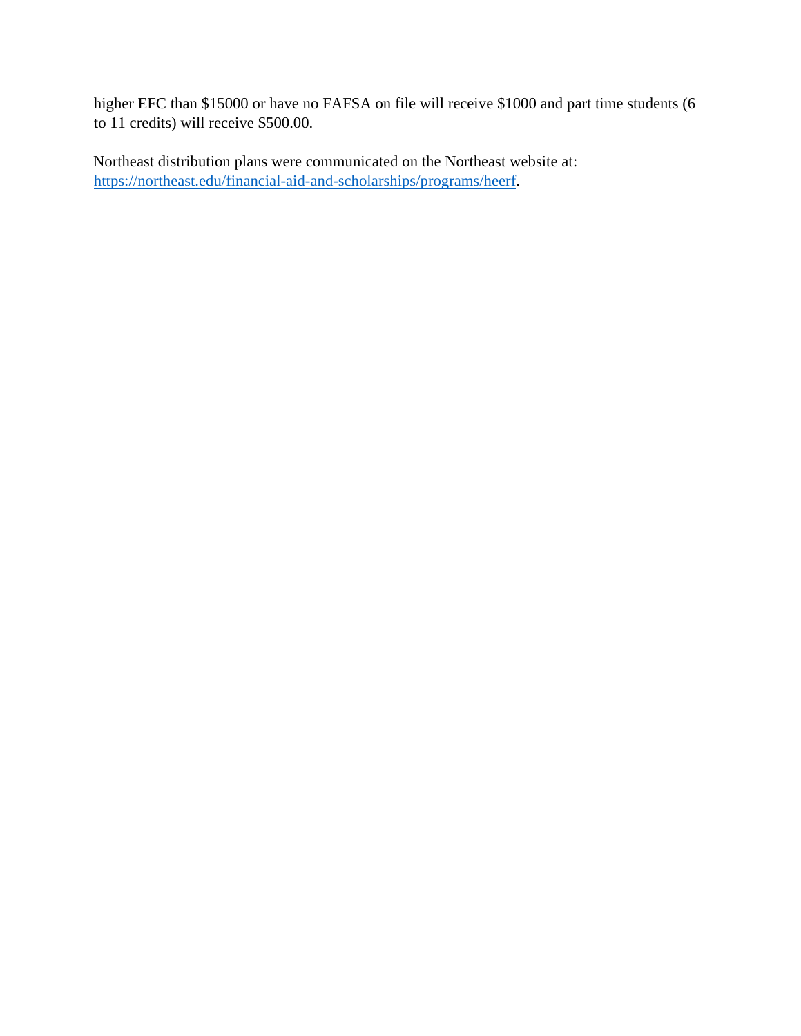higher EFC than $15000 or have no FAFSA on file will receive $1000 and part time students (6 to 11 credits) will receive $500.00.

Northeast distribution plans were communicated on the Northeast website at: [https://northeast.edu/financial-aid-and-scholarships/programs/heerf](https://northeast.edu/financial-aid-and-scholarships/programs/heerf).